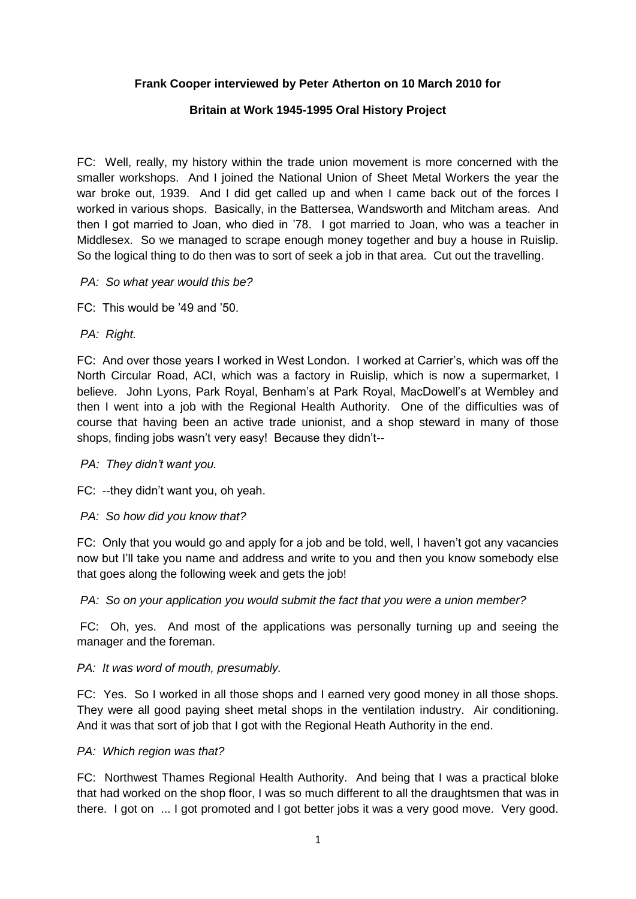**Frank Cooper interviewed by Peter Atherton on 10 March 2010 for**

**Britain at Work 1945-1995 Oral History Project**

FC: Well, really, my history within the trade union movement is more concerned with the smaller workshops. And I joined the National Union of Sheet Metal Workers the year the war broke out, 1939. And I did get called up and when I came back out of the forces I worked in various shops. Basically, in the Battersea, Wandsworth and Mitcham areas. And then I got married to Joan, who died in '78. I got married to Joan, who was a teacher in Middlesex. So we managed to scrape enough money together and buy a house in Ruislip. So the logical thing to do then was to sort of seek a job in that area. Cut out the travelling.

*PA: So what year would this be?*

FC: This would be '49 and '50.

*PA: Right.*

FC: And over those years I worked in West London. I worked at Carrier's, which was off the North Circular Road, ACI, which was a factory in Ruislip, which is now a supermarket, I believe. John Lyons, Park Royal, Benham's at Park Royal, MacDowell's at Wembley and then I went into a job with the Regional Health Authority. One of the difficulties was of course that having been an active trade unionist, and a shop steward in many of those shops, finding jobs wasn't very easy! Because they didn't--

*PA: They didn't want you.*

FC: --they didn't want you, oh yeah.

*PA: So how did you know that?*

FC: Only that you would go and apply for a job and be told, well, I haven't got any vacancies now but I'll take you name and address and write to you and then you know somebody else that goes along the following week and gets the job!

*PA: So on your application you would submit the fact that you were a union member?*

FC: Oh, yes. And most of the applications was personally turning up and seeing the manager and the foreman.

*PA: It was word of mouth, presumably.*

FC: Yes. So I worked in all those shops and I earned very good money in all those shops. They were all good paying sheet metal shops in the ventilation industry. Air conditioning. And it was that sort of job that I got with the Regional Heath Authority in the end.

*PA: Which region was that?*

FC: Northwest Thames Regional Health Authority. And being that I was a practical bloke that had worked on the shop floor, I was so much different to all the draughtsmen that was in there. I got on ... I got promoted and I got better jobs it was a very good move. Very good.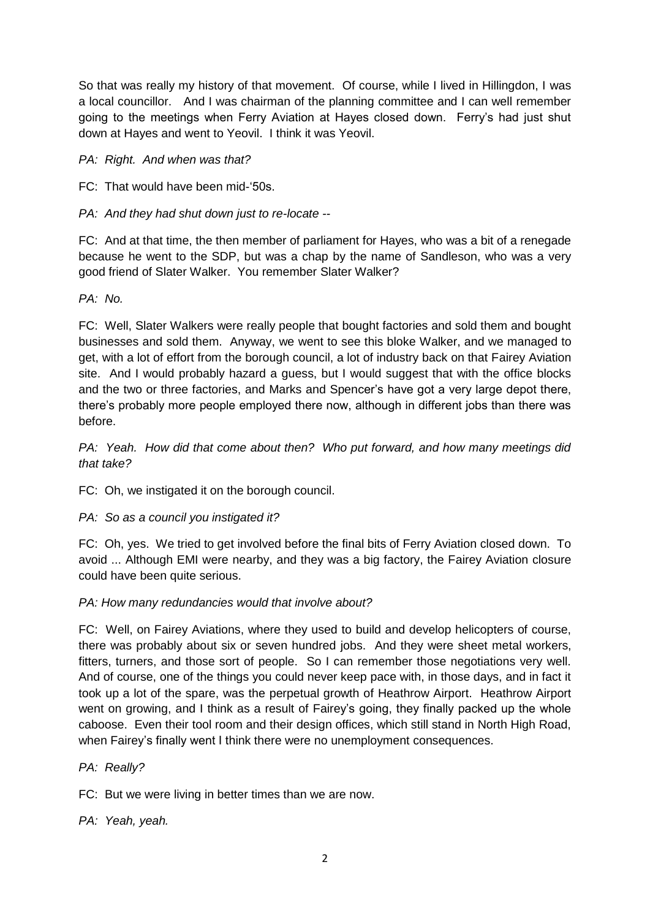So that was really my history of that movement. Of course, while I lived in Hillingdon, I was a local councillor. And I was chairman of the planning committee and I can well remember going to the meetings when Ferry Aviation at Hayes closed down. Ferry's had just shut down at Hayes and went to Yeovil. I think it was Yeovil.

*PA: Right. And when was that?*

FC: That would have been mid-'50s.

*PA: And they had shut down just to re-locate --*

FC: And at that time, the then member of parliament for Hayes, who was a bit of a renegade because he went to the SDP, but was a chap by the name of Sandleson, who was a very good friend of Slater Walker. You remember Slater Walker?

*PA: No.*

FC: Well, Slater Walkers were really people that bought factories and sold them and bought businesses and sold them. Anyway, we went to see this bloke Walker, and we managed to get, with a lot of effort from the borough council, a lot of industry back on that Fairey Aviation site. And I would probably hazard a guess, but I would suggest that with the office blocks and the two or three factories, and Marks and Spencer's have got a very large depot there, there's probably more people employed there now, although in different jobs than there was before.

*PA: Yeah. How did that come about then? Who put forward, and how many meetings did that take?*

FC: Oh, we instigated it on the borough council.

*PA: So as a council you instigated it?*

FC: Oh, yes. We tried to get involved before the final bits of Ferry Aviation closed down. To avoid ... Although EMI were nearby, and they was a big factory, the Fairey Aviation closure could have been quite serious.

*PA: How many redundancies would that involve about?*

FC: Well, on Fairey Aviations, where they used to build and develop helicopters of course, there was probably about six or seven hundred jobs. And they were sheet metal workers, fitters, turners, and those sort of people. So I can remember those negotiations very well. And of course, one of the things you could never keep pace with, in those days, and in fact it took up a lot of the spare, was the perpetual growth of Heathrow Airport. Heathrow Airport went on growing, and I think as a result of Fairey's going, they finally packed up the whole caboose. Even their tool room and their design offices, which still stand in North High Road, when Fairey's finally went I think there were no unemployment consequences.

*PA: Really?*

FC: But we were living in better times than we are now.

*PA: Yeah, yeah.*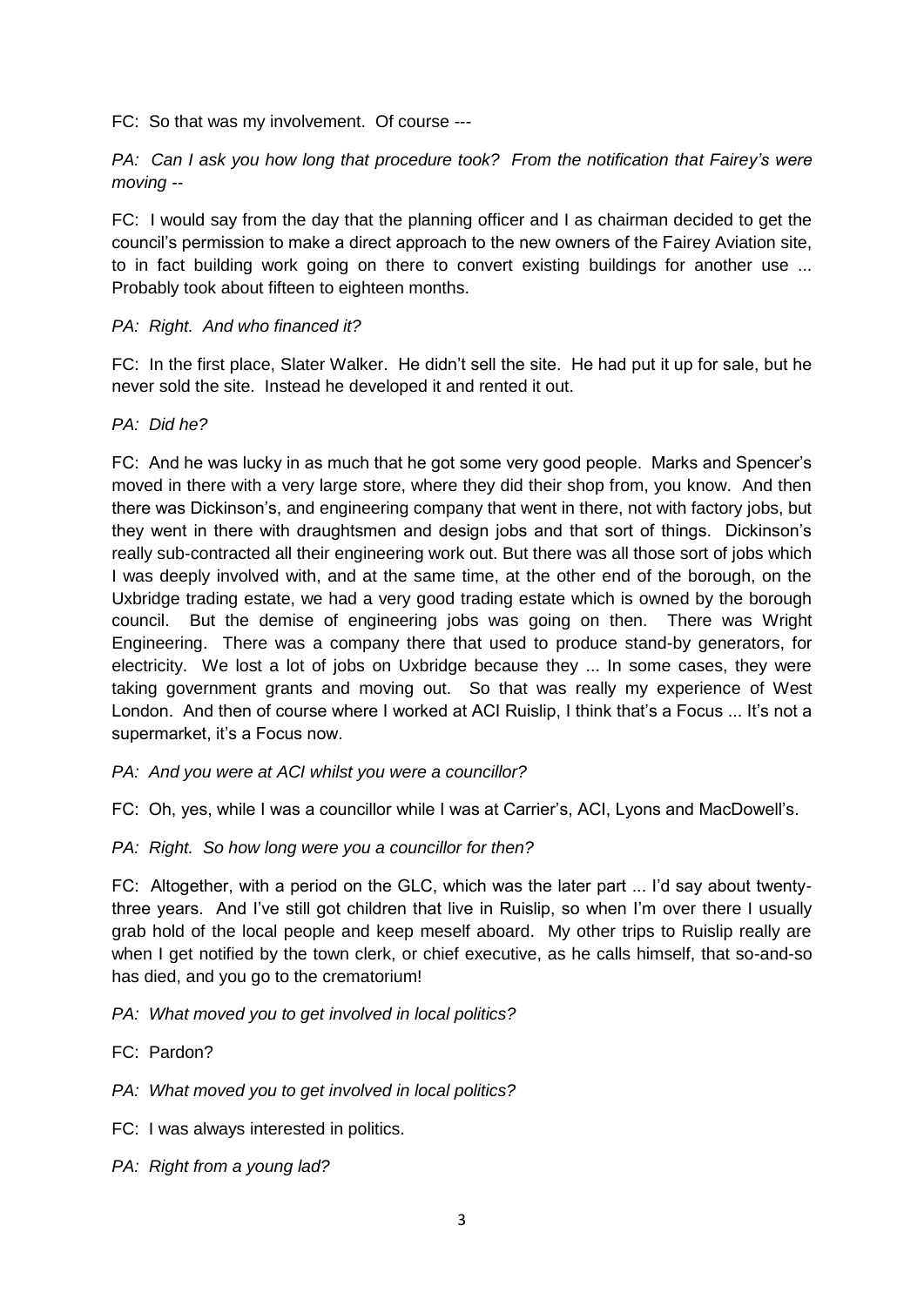FC: So that was my involvement. Of course ---

*PA: Can I ask you how long that procedure took? From the notification that Fairey's were moving --*

FC: I would say from the day that the planning officer and I as chairman decided to get the council's permission to make a direct approach to the new owners of the Fairey Aviation site, to in fact building work going on there to convert existing buildings for another use ... Probably took about fifteen to eighteen months.

*PA: Right. And who financed it?*

FC: In the first place, Slater Walker. He didn't sell the site. He had put it up for sale, but he never sold the site. Instead he developed it and rented it out.

*PA: Did he?*

FC: And he was lucky in as much that he got some very good people. Marks and Spencer's moved in there with a very large store, where they did their shop from, you know. And then there was Dickinson's, and engineering company that went in there, not with factory jobs, but they went in there with draughtsmen and design jobs and that sort of things. Dickinson's really sub-contracted all their engineering work out. But there was all those sort of jobs which I was deeply involved with, and at the same time, at the other end of the borough, on the Uxbridge trading estate, we had a very good trading estate which is owned by the borough council. But the demise of engineering jobs was going on then. There was Wright Engineering. There was a company there that used to produce stand-by generators, for electricity. We lost a lot of jobs on Uxbridge because they ... In some cases, they were taking government grants and moving out. So that was really my experience of West London. And then of course where I worked at ACI Ruislip, I think that's a Focus ... It's not a supermarket, it's a Focus now.

*PA: And you were at ACI whilst you were a councillor?*

FC: Oh, yes, while I was a councillor while I was at Carrier's, ACI, Lyons and MacDowell's.

*PA: Right. So how long were you a councillor for then?*

FC: Altogether, with a period on the GLC, which was the later part ... I'd say about twenty-three years. And I've still got children that live in Ruislip, so when I'm over there I usually grab hold of the local people and keep meself aboard. My other trips to Ruislip really are when I get notified by the town clerk, or chief executive, as he calls himself, that so-and-so has died, and you go to the crematorium!

*PA: What moved you to get involved in local politics?*

FC: Pardon?

*PA: What moved you to get involved in local politics?*

FC: I was always interested in politics.

*PA: Right from a young lad?*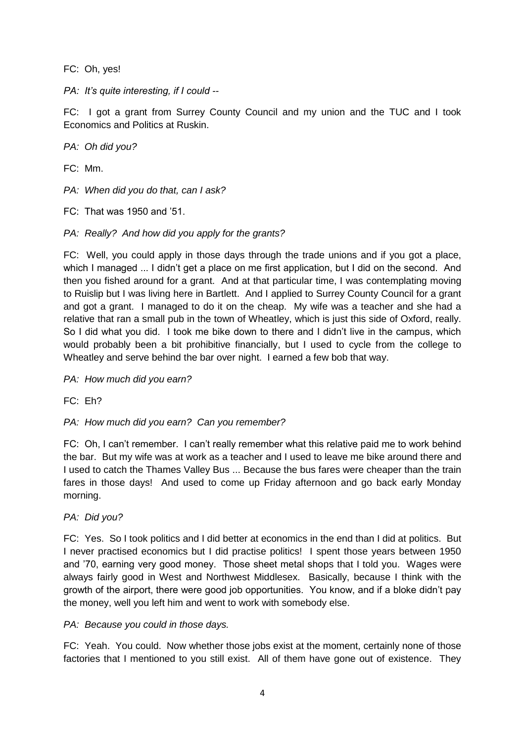FC: Oh, yes!

*PA: It's quite interesting, if I could --*

FC: I got a grant from Surrey County Council and my union and the TUC and I took Economics and Politics at Ruskin.

*PA: Oh did you?*

FC: Mm.

*PA: When did you do that, can I ask?*

FC: That was 1950 and '51.

*PA: Really? And how did you apply for the grants?*

FC: Well, you could apply in those days through the trade unions and if you got a place, which I managed ... I didn't get a place on me first application, but I did on the second. And then you fished around for a grant. And at that particular time, I was contemplating moving to Ruislip but I was living here in Bartlett. And I applied to Surrey County Council for a grant and got a grant. I managed to do it on the cheap. My wife was a teacher and she had a relative that ran a small pub in the town of Wheatley, which is just this side of Oxford, really. So I did what you did. I took me bike down to there and I didn't live in the campus, which would probably been a bit prohibitive financially, but I used to cycle from the college to Wheatley and serve behind the bar over night. I earned a few bob that way.

*PA: How much did you earn?*

FC: Eh?

*PA: How much did you earn? Can you remember?*

FC: Oh, I can't remember. I can't really remember what this relative paid me to work behind the bar. But my wife was at work as a teacher and I used to leave me bike around there and I used to catch the Thames Valley Bus ... Because the bus fares were cheaper than the train fares in those days! And used to come up Friday afternoon and go back early Monday morning.

*PA: Did you?*

FC: Yes. So I took politics and I did better at economics in the end than I did at politics. But I never practised economics but I did practise politics! I spent those years between 1950 and '70, earning very good money. Those sheet metal shops that I told you. Wages were always fairly good in West and Northwest Middlesex. Basically, because I think with the growth of the airport, there were good job opportunities. You know, and if a bloke didn't pay the money, well you left him and went to work with somebody else.

*PA: Because you could in those days.*

FC: Yeah. You could. Now whether those jobs exist at the moment, certainly none of those factories that I mentioned to you still exist. All of them have gone out of existence. They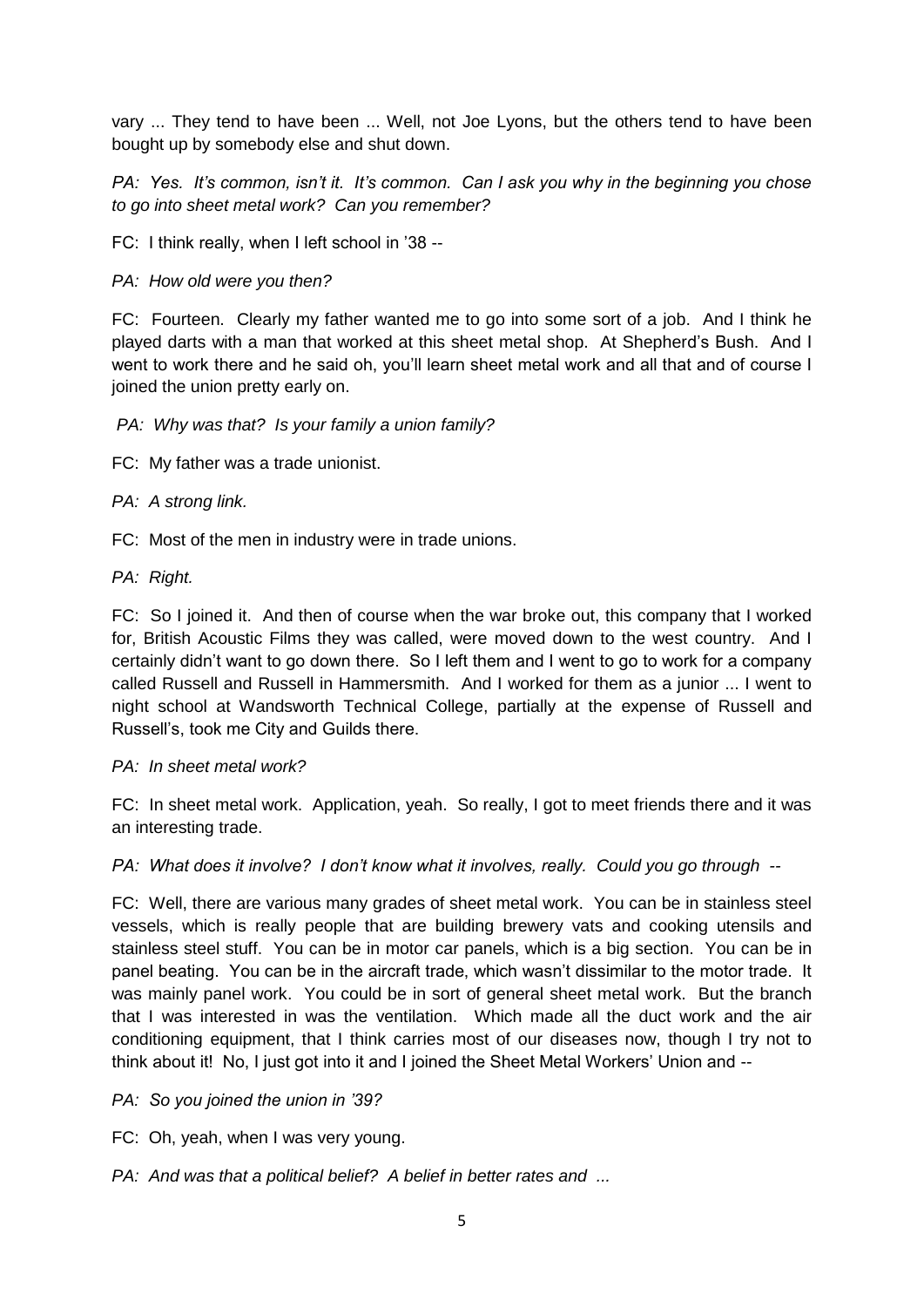vary ... They tend to have been ... Well, not Joe Lyons, but the others tend to have been bought up by somebody else and shut down.

*PA: Yes. It's common, isn't it. It's common. Can I ask you why in the beginning you chose to go into sheet metal work? Can you remember?*

FC: I think really, when I left school in '38 --

*PA: How old were you then?*

FC: Fourteen. Clearly my father wanted me to go into some sort of a job. And I think he played darts with a man that worked at this sheet metal shop. At Shepherd's Bush. And I went to work there and he said oh, you'll learn sheet metal work and all that and of course I joined the union pretty early on.

*PA: Why was that? Is your family a union family?*

FC: My father was a trade unionist.

*PA: A strong link.*

FC: Most of the men in industry were in trade unions.

*PA: Right.*

FC: So I joined it. And then of course when the war broke out, this company that I worked for, British Acoustic Films they was called, were moved down to the west country. And I certainly didn't want to go down there. So I left them and I went to go to work for a company called Russell and Russell in Hammersmith. And I worked for them as a junior ... I went to night school at Wandsworth Technical College, partially at the expense of Russell and Russell's, took me City and Guilds there.

*PA: In sheet metal work?*

FC: In sheet metal work. Application, yeah. So really, I got to meet friends there and it was an interesting trade.

*PA: What does it involve? I don't know what it involves, really. Could you go through --*

FC: Well, there are various many grades of sheet metal work. You can be in stainless steel vessels, which is really people that are building brewery vats and cooking utensils and stainless steel stuff. You can be in motor car panels, which is a big section. You can be in panel beating. You can be in the aircraft trade, which wasn't dissimilar to the motor trade. It was mainly panel work. You could be in sort of general sheet metal work. But the branch that I was interested in was the ventilation. Which made all the duct work and the air conditioning equipment, that I think carries most of our diseases now, though I try not to think about it! No, I just got into it and I joined the Sheet Metal Workers' Union and --

*PA: So you joined the union in '39?*

FC: Oh, yeah, when I was very young.

*PA: And was that a political belief? A belief in better rates and ...*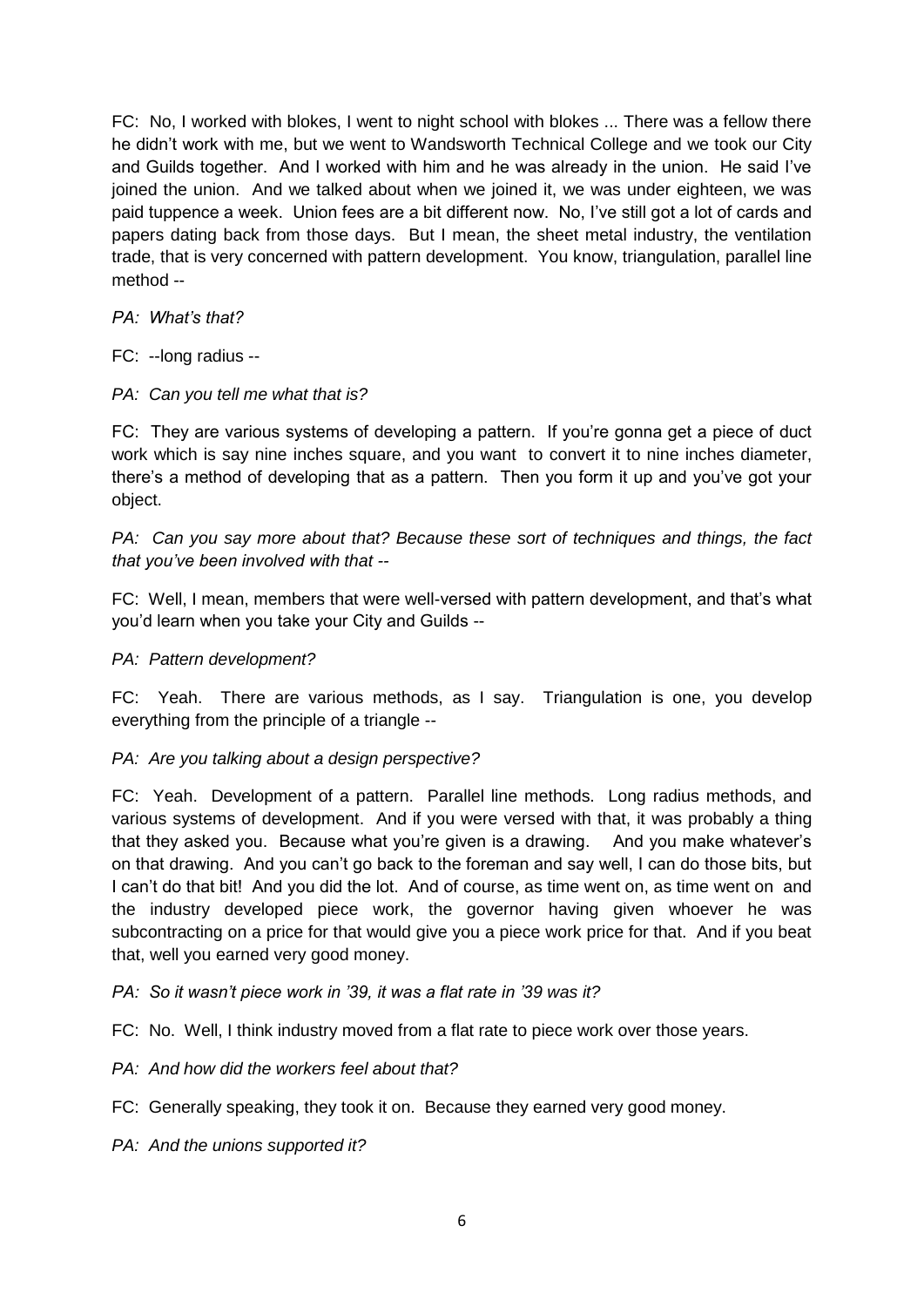FC: No, I worked with blokes, I went to night school with blokes ... There was a fellow there he didn't work with me, but we went to Wandsworth Technical College and we took our City and Guilds together. And I worked with him and he was already in the union. He said I've joined the union. And we talked about when we joined it, we was under eighteen, we was paid tuppence a week. Union fees are a bit different now. No, I've still got a lot of cards and papers dating back from those days. But I mean, the sheet metal industry, the ventilation trade, that is very concerned with pattern development. You know, triangulation, parallel line method --

*PA: What's that?*

FC: --long radius --

*PA: Can you tell me what that is?*

FC: They are various systems of developing a pattern. If you're gonna get a piece of duct work which is say nine inches square, and you want to convert it to nine inches diameter, there's a method of developing that as a pattern. Then you form it up and you've got your object.

*PA: Can you say more about that? Because these sort of techniques and things, the fact that you've been involved with that --*

FC: Well, I mean, members that were well-versed with pattern development, and that's what you'd learn when you take your City and Guilds --

*PA: Pattern development?*

FC: Yeah. There are various methods, as I say. Triangulation is one, you develop everything from the principle of a triangle --

*PA: Are you talking about a design perspective?*

FC: Yeah. Development of a pattern. Parallel line methods. Long radius methods, and various systems of development. And if you were versed with that, it was probably a thing that they asked you. Because what you're given is a drawing. And you make whatever's on that drawing. And you can't go back to the foreman and say well, I can do those bits, but I can't do that bit! And you did the lot. And of course, as time went on, as time went on and the industry developed piece work, the governor having given whoever he was subcontracting on a price for that would give you a piece work price for that. And if you beat that, well you earned very good money.

*PA: So it wasn't piece work in '39, it was a flat rate in '39 was it?*

FC: No. Well, I think industry moved from a flat rate to piece work over those years.

*PA: And how did the workers feel about that?*

FC: Generally speaking, they took it on. Because they earned very good money.

*PA: And the unions supported it?*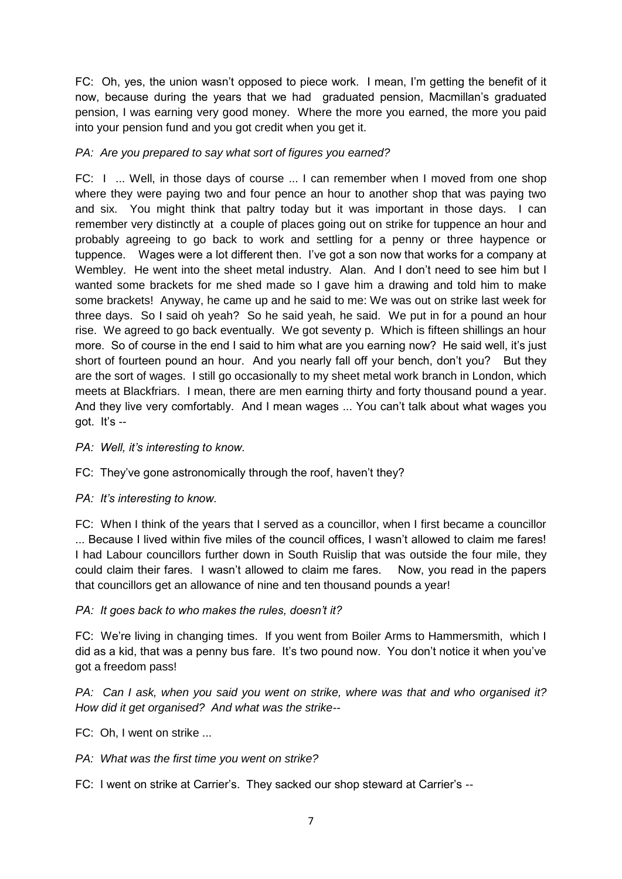FC: Oh, yes, the union wasn't opposed to piece work. I mean, I'm getting the benefit of it now, because during the years that we had graduated pension, Macmillan's graduated pension, I was earning very good money. Where the more you earned, the more you paid into your pension fund and you got credit when you get it.

*PA: Are you prepared to say what sort of figures you earned?*

FC: I ... Well, in those days of course ... I can remember when I moved from one shop where they were paying two and four pence an hour to another shop that was paying two and six. You might think that paltry today but it was important in those days. I can remember very distinctly at a couple of places going out on strike for tuppence an hour and probably agreeing to go back to work and settling for a penny or three haypence or tuppence. Wages were a lot different then. I've got a son now that works for a company at Wembley. He went into the sheet metal industry. Alan. And I don't need to see him but I wanted some brackets for me shed made so I gave him a drawing and told him to make some brackets! Anyway, he came up and he said to me: We was out on strike last week for three days. So I said oh yeah? So he said yeah, he said. We put in for a pound an hour rise. We agreed to go back eventually. We got seventy p. Which is fifteen shillings an hour more. So of course in the end I said to him what are you earning now? He said well, it's just short of fourteen pound an hour. And you nearly fall off your bench, don't you? But they are the sort of wages. I still go occasionally to my sheet metal work branch in London, which meets at Blackfriars. I mean, there are men earning thirty and forty thousand pound a year. And they live very comfortably. And I mean wages ... You can't talk about what wages you got. It's --

*PA: Well, it's interesting to know.*

FC: They've gone astronomically through the roof, haven't they?

*PA: It's interesting to know.*

FC: When I think of the years that I served as a councillor, when I first became a councillor ... Because I lived within five miles of the council offices, I wasn't allowed to claim me fares! I had Labour councillors further down in South Ruislip that was outside the four mile, they could claim their fares. I wasn't allowed to claim me fares. Now, you read in the papers that councillors get an allowance of nine and ten thousand pounds a year!

*PA: It goes back to who makes the rules, doesn't it?*

FC: We're living in changing times. If you went from Boiler Arms to Hammersmith, which I did as a kid, that was a penny bus fare. It's two pound now. You don't notice it when you've got a freedom pass!

*PA: Can I ask, when you said you went on strike, where was that and who organised it? How did it get organised? And what was the strike--*

FC: Oh, I went on strike ...

*PA: What was the first time you went on strike?*

FC: I went on strike at Carrier's. They sacked our shop steward at Carrier's --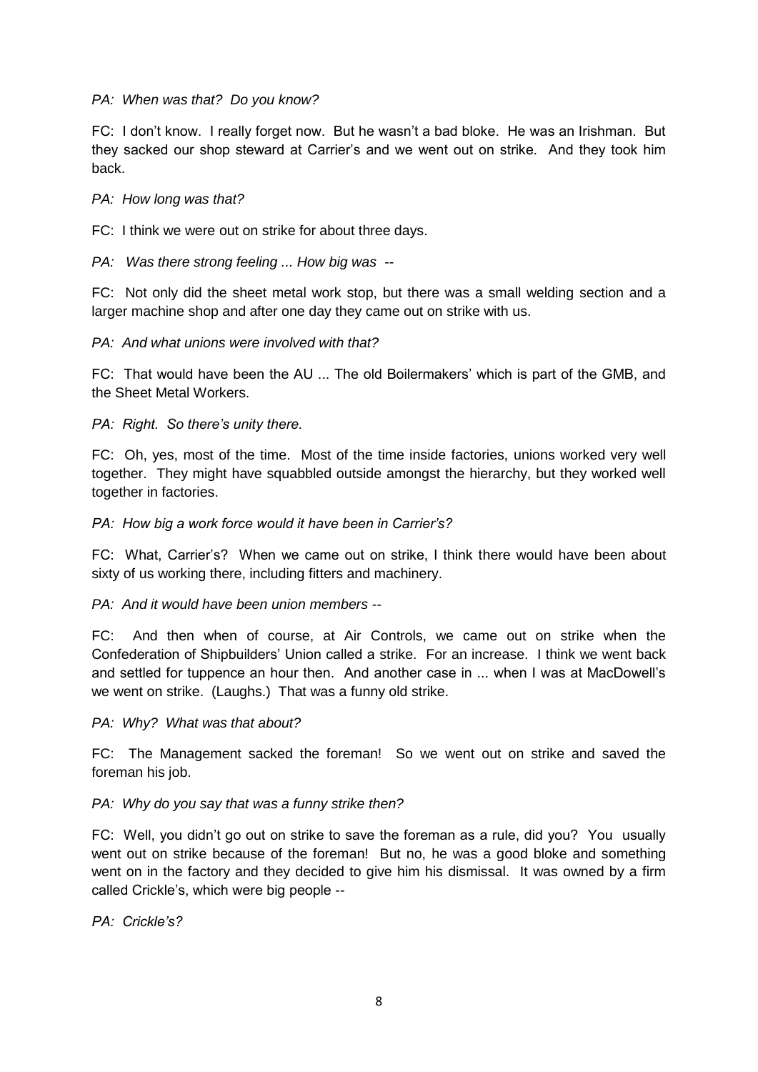*PA: When was that? Do you know?*

FC: I don't know. I really forget now. But he wasn't a bad bloke. He was an Irishman. But they sacked our shop steward at Carrier's and we went out on strike. And they took him back.

*PA: How long was that?*

FC: I think we were out on strike for about three days.

*PA: Was there strong feeling ... How big was --*

FC: Not only did the sheet metal work stop, but there was a small welding section and a larger machine shop and after one day they came out on strike with us.

*PA: And what unions were involved with that?*

FC: That would have been the AU ... The old Boilermakers' which is part of the GMB, and the Sheet Metal Workers.

*PA: Right. So there's unity there.*

FC: Oh, yes, most of the time. Most of the time inside factories, unions worked very well together. They might have squabbled outside amongst the hierarchy, but they worked well together in factories.

*PA: How big a work force would it have been in Carrier's?*

FC: What, Carrier's? When we came out on strike, I think there would have been about sixty of us working there, including fitters and machinery.

*PA: And it would have been union members --*

FC: And then when of course, at Air Controls, we came out on strike when the Confederation of Shipbuilders' Union called a strike. For an increase. I think we went back and settled for tuppence an hour then. And another case in ... when I was at MacDowell's we went on strike. (Laughs.) That was a funny old strike.

*PA: Why? What was that about?*

FC: The Management sacked the foreman! So we went out on strike and saved the foreman his job.

*PA: Why do you say that was a funny strike then?*

FC: Well, you didn't go out on strike to save the foreman as a rule, did you? You usually went out on strike because of the foreman! But no, he was a good bloke and something went on in the factory and they decided to give him his dismissal. It was owned by a firm called Crickle's, which were big people --

*PA: Crickle's?*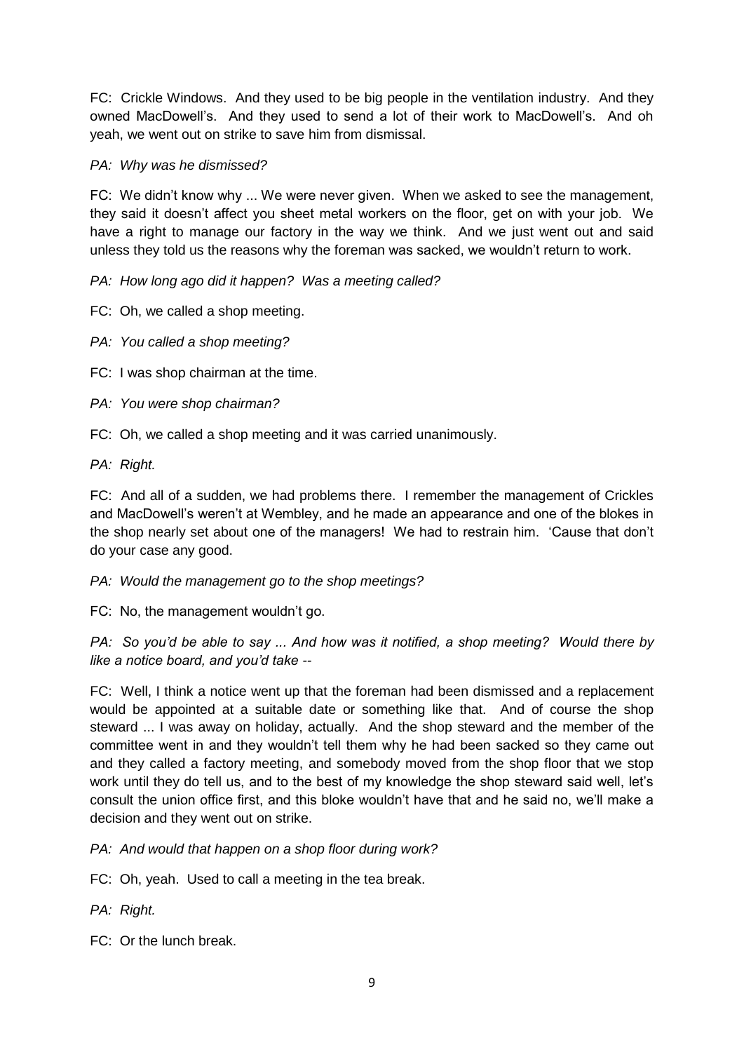FC: Crickle Windows. And they used to be big people in the ventilation industry. And they owned MacDowell's. And they used to send a lot of their work to MacDowell's. And oh yeah, we went out on strike to save him from dismissal.

*PA: Why was he dismissed?*

FC: We didn't know why ... We were never given. When we asked to see the management, they said it doesn't affect you sheet metal workers on the floor, get on with your job. We have a right to manage our factory in the way we think. And we just went out and said unless they told us the reasons why the foreman was sacked, we wouldn't return to work.

*PA: How long ago did it happen? Was a meeting called?*

FC: Oh, we called a shop meeting.

*PA: You called a shop meeting?*

FC: I was shop chairman at the time.

*PA: You were shop chairman?*

FC: Oh, we called a shop meeting and it was carried unanimously.

*PA: Right.*

FC: And all of a sudden, we had problems there. I remember the management of Crickles and MacDowell's weren't at Wembley, and he made an appearance and one of the blokes in the shop nearly set about one of the managers! We had to restrain him. 'Cause that don't do your case any good.

*PA: Would the management go to the shop meetings?*

FC: No, the management wouldn't go.

*PA: So you'd be able to say ... And how was it notified, a shop meeting? Would there by like a notice board, and you'd take --*

FC: Well, I think a notice went up that the foreman had been dismissed and a replacement would be appointed at a suitable date or something like that. And of course the shop steward ... I was away on holiday, actually. And the shop steward and the member of the committee went in and they wouldn't tell them why he had been sacked so they came out and they called a factory meeting, and somebody moved from the shop floor that we stop work until they do tell us, and to the best of my knowledge the shop steward said well, let's consult the union office first, and this bloke wouldn't have that and he said no, we'll make a decision and they went out on strike.

*PA: And would that happen on a shop floor during work?*

FC: Oh, yeah. Used to call a meeting in the tea break.

*PA: Right.*

FC: Or the lunch break.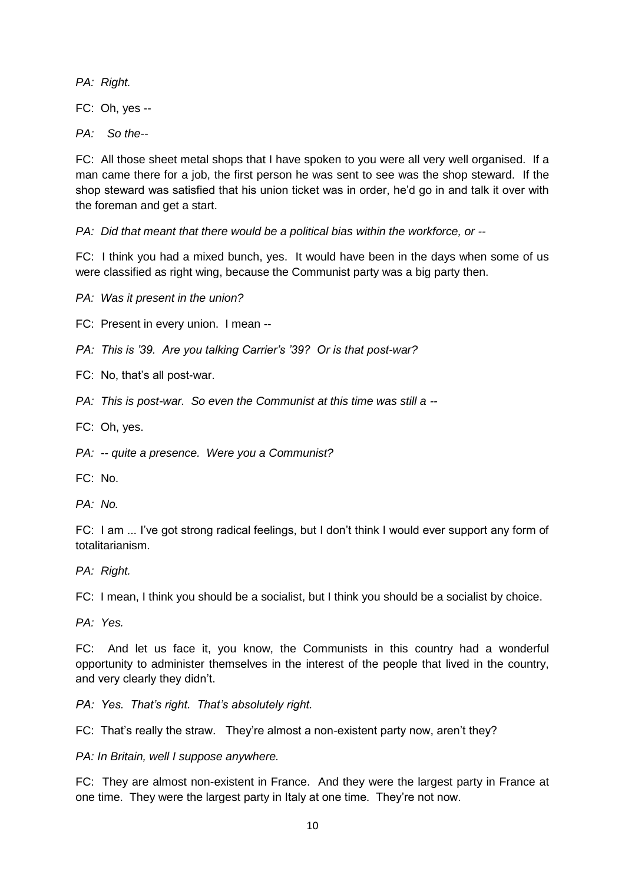*PA: Right.*

FC: Oh, yes --

*PA: So the--*

FC: All those sheet metal shops that I have spoken to you were all very well organised. If a man came there for a job, the first person he was sent to see was the shop steward. If the shop steward was satisfied that his union ticket was in order, he'd go in and talk it over with the foreman and get a start.

*PA: Did that meant that there would be a political bias within the workforce, or --*

FC: I think you had a mixed bunch, yes. It would have been in the days when some of us were classified as right wing, because the Communist party was a big party then.

*PA: Was it present in the union?*

FC: Present in every union. I mean --

*PA: This is '39. Are you talking Carrier's '39? Or is that post-war?*

FC: No, that's all post-war.

*PA: This is post-war. So even the Communist at this time was still a --*

FC: Oh, yes.

*PA: -- quite a presence. Were you a Communist?*

FC: No.

*PA: No.*

FC: I am ... I've got strong radical feelings, but I don't think I would ever support any form of totalitarianism.

*PA: Right.*

FC: I mean, I think you should be a socialist, but I think you should be a socialist by choice.

*PA: Yes.*

FC: And let us face it, you know, the Communists in this country had a wonderful opportunity to administer themselves in the interest of the people that lived in the country, and very clearly they didn't.

*PA: Yes. That's right. That's absolutely right.*

FC: That's really the straw. They're almost a non-existent party now, aren't they?

*PA: In Britain, well I suppose anywhere.*

FC: They are almost non-existent in France. And they were the largest party in France at one time. They were the largest party in Italy at one time. They're not now.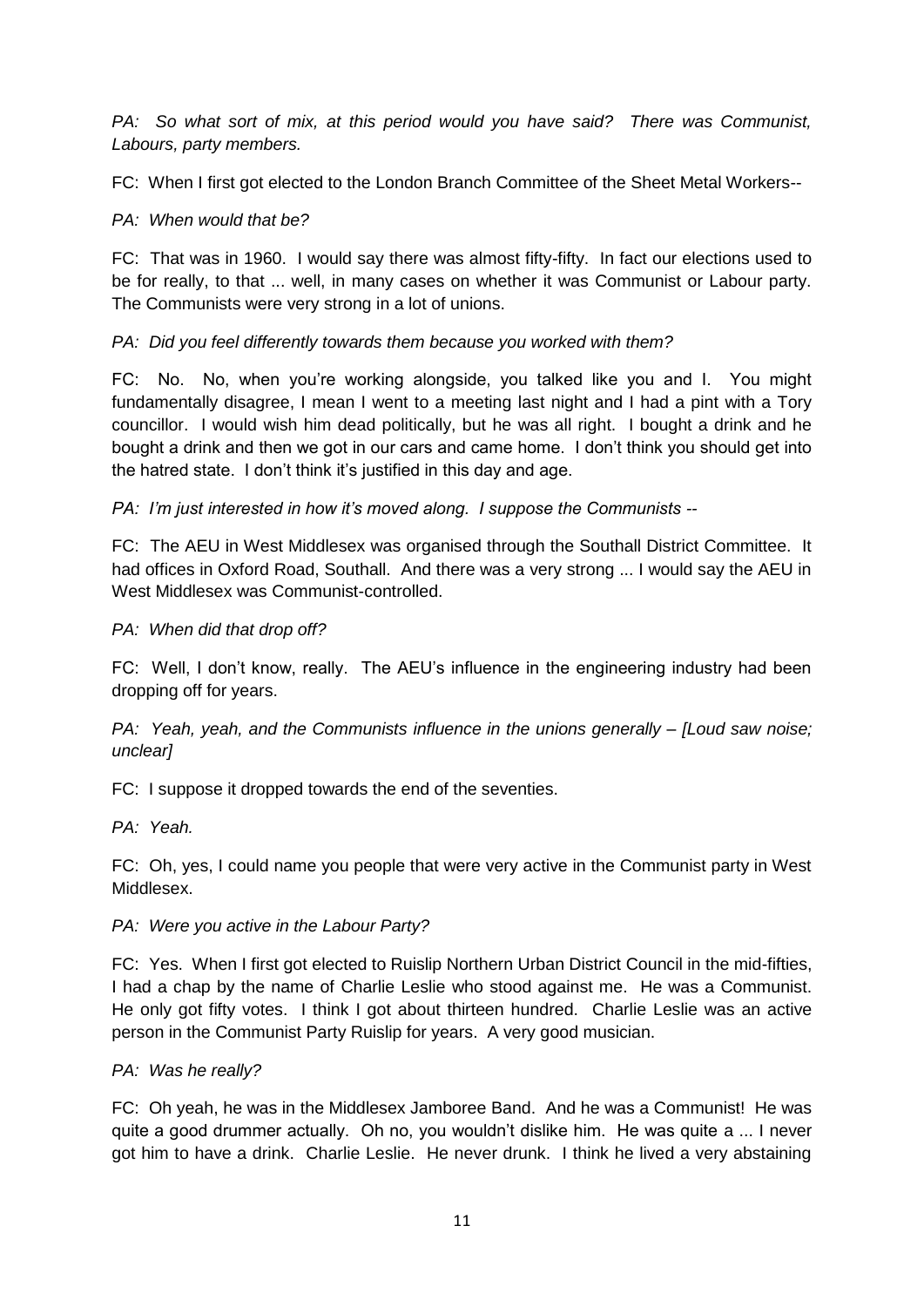*PA: So what sort of mix, at this period would you have said? There was Communist, Labours, party members.*

FC: When I first got elected to the London Branch Committee of the Sheet Metal Workers--

*PA: When would that be?*

FC: That was in 1960. I would say there was almost fifty-fifty. In fact our elections used to be for really, to that ... well, in many cases on whether it was Communist or Labour party. The Communists were very strong in a lot of unions.

*PA: Did you feel differently towards them because you worked with them?*

FC: No. No, when you're working alongside, you talked like you and I. You might fundamentally disagree, I mean I went to a meeting last night and I had a pint with a Tory councillor. I would wish him dead politically, but he was all right. I bought a drink and he bought a drink and then we got in our cars and came home. I don't think you should get into the hatred state. I don't think it's justified in this day and age.

*PA: I'm just interested in how it's moved along. I suppose the Communists --*

FC: The AEU in West Middlesex was organised through the Southall District Committee. It had offices in Oxford Road, Southall. And there was a very strong ... I would say the AEU in West Middlesex was Communist-controlled.

*PA: When did that drop off?*

FC: Well, I don't know, really. The AEU's influence in the engineering industry had been dropping off for years.

*PA: Yeah, yeah, and the Communists influence in the unions generally – [Loud saw noise; unclear]*

FC: I suppose it dropped towards the end of the seventies.

*PA: Yeah.*

FC: Oh, yes, I could name you people that were very active in the Communist party in West Middlesex.

*PA: Were you active in the Labour Party?*

FC: Yes. When I first got elected to Ruislip Northern Urban District Council in the mid-fifties, I had a chap by the name of Charlie Leslie who stood against me. He was a Communist. He only got fifty votes. I think I got about thirteen hundred. Charlie Leslie was an active person in the Communist Party Ruislip for years. A very good musician.

*PA: Was he really?*

FC: Oh yeah, he was in the Middlesex Jamboree Band. And he was a Communist! He was quite a good drummer actually. Oh no, you wouldn't dislike him. He was quite a ... I never got him to have a drink. Charlie Leslie. He never drunk. I think he lived a very abstaining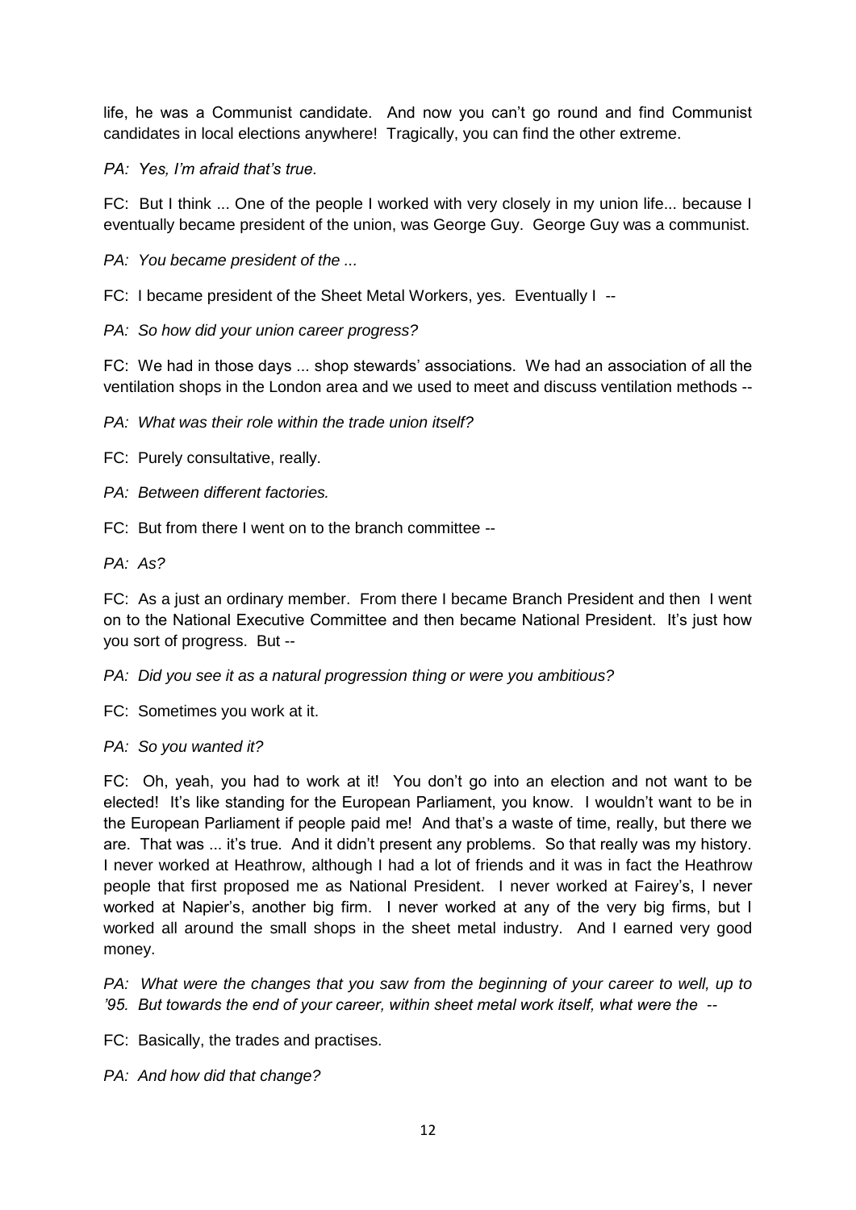life, he was a Communist candidate. And now you can't go round and find Communist candidates in local elections anywhere! Tragically, you can find the other extreme.

*PA: Yes, I'm afraid that's true.*

FC: But I think ... One of the people I worked with very closely in my union life... because I eventually became president of the union, was George Guy. George Guy was a communist.

*PA: You became president of the ...*

FC: I became president of the Sheet Metal Workers, yes. Eventually I --

*PA: So how did your union career progress?*

FC: We had in those days ... shop stewards' associations. We had an association of all the ventilation shops in the London area and we used to meet and discuss ventilation methods --

*PA: What was their role within the trade union itself?*

FC: Purely consultative, really.

*PA: Between different factories.*

FC: But from there I went on to the branch committee --

*PA: As?*

FC: As a just an ordinary member. From there I became Branch President and then I went on to the National Executive Committee and then became National President. It's just how you sort of progress. But --

*PA: Did you see it as a natural progression thing or were you ambitious?*

FC: Sometimes you work at it.

*PA: So you wanted it?*

FC: Oh, yeah, you had to work at it! You don't go into an election and not want to be elected! It's like standing for the European Parliament, you know. I wouldn't want to be in the European Parliament if people paid me! And that's a waste of time, really, but there we are. That was ... it's true. And it didn't present any problems. So that really was my history. I never worked at Heathrow, although I had a lot of friends and it was in fact the Heathrow people that first proposed me as National President. I never worked at Fairey's, I never worked at Napier's, another big firm. I never worked at any of the very big firms, but I worked all around the small shops in the sheet metal industry. And I earned very good money.

*PA: What were the changes that you saw from the beginning of your career to well, up to '95. But towards the end of your career, within sheet metal work itself, what were the --*

FC: Basically, the trades and practises.

*PA: And how did that change?*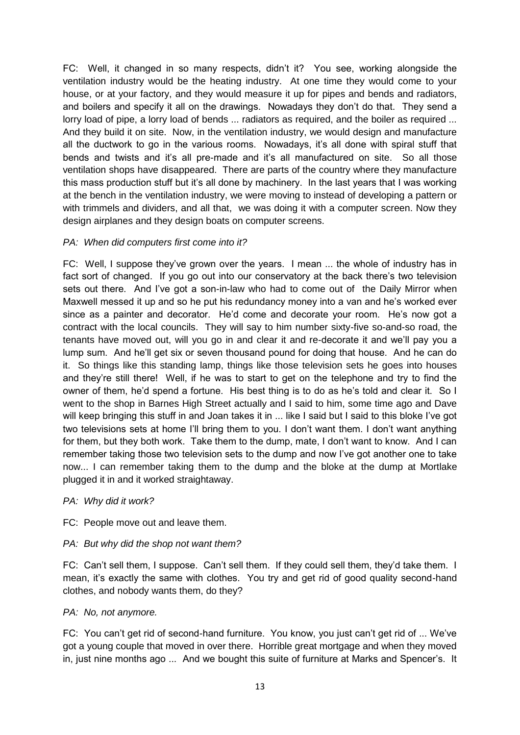FC: Well, it changed in so many respects, didn't it? You see, working alongside the ventilation industry would be the heating industry. At one time they would come to your house, or at your factory, and they would measure it up for pipes and bends and radiators, and boilers and specify it all on the drawings. Nowadays they don't do that. They send a lorry load of pipe, a lorry load of bends ... radiators as required, and the boiler as required ... And they build it on site. Now, in the ventilation industry, we would design and manufacture all the ductwork to go in the various rooms. Nowadays, it's all done with spiral stuff that bends and twists and it's all pre-made and it's all manufactured on site. So all those ventilation shops have disappeared. There are parts of the country where they manufacture this mass production stuff but it's all done by machinery. In the last years that I was working at the bench in the ventilation industry, we were moving to instead of developing a pattern or with trimmels and dividers, and all that, we was doing it with a computer screen. Now they design airplanes and they design boats on computer screens.

*PA: When did computers first come into it?*

FC: Well, I suppose they've grown over the years. I mean ... the whole of industry has in fact sort of changed. If you go out into our conservatory at the back there's two television sets out there. And I've got a son-in-law who had to come out of the Daily Mirror when Maxwell messed it up and so he put his redundancy money into a van and he's worked ever since as a painter and decorator. He'd come and decorate your room. He's now got a contract with the local councils. They will say to him number sixty-five so-and-so road, the tenants have moved out, will you go in and clear it and re-decorate it and we'll pay you a lump sum. And he'll get six or seven thousand pound for doing that house. And he can do it. So things like this standing lamp, things like those television sets he goes into houses and they're still there! Well, if he was to start to get on the telephone and try to find the owner of them, he'd spend a fortune. His best thing is to do as he's told and clear it. So I went to the shop in Barnes High Street actually and I said to him, some time ago and Dave will keep bringing this stuff in and Joan takes it in ... like I said but I said to this bloke I've got two televisions sets at home I'll bring them to you. I don't want them. I don't want anything for them, but they both work. Take them to the dump, mate, I don't want to know. And I can remember taking those two television sets to the dump and now I've got another one to take now... I can remember taking them to the dump and the bloke at the dump at Mortlake plugged it in and it worked straightaway.

*PA: Why did it work?*

FC: People move out and leave them.

*PA: But why did the shop not want them?*

FC: Can't sell them, I suppose. Can't sell them. If they could sell them, they'd take them. I mean, it's exactly the same with clothes. You try and get rid of good quality second-hand clothes, and nobody wants them, do they?

*PA: No, not anymore.*

FC: You can't get rid of second-hand furniture. You know, you just can't get rid of ... We've got a young couple that moved in over there. Horrible great mortgage and when they moved in, just nine months ago ... And we bought this suite of furniture at Marks and Spencer's. It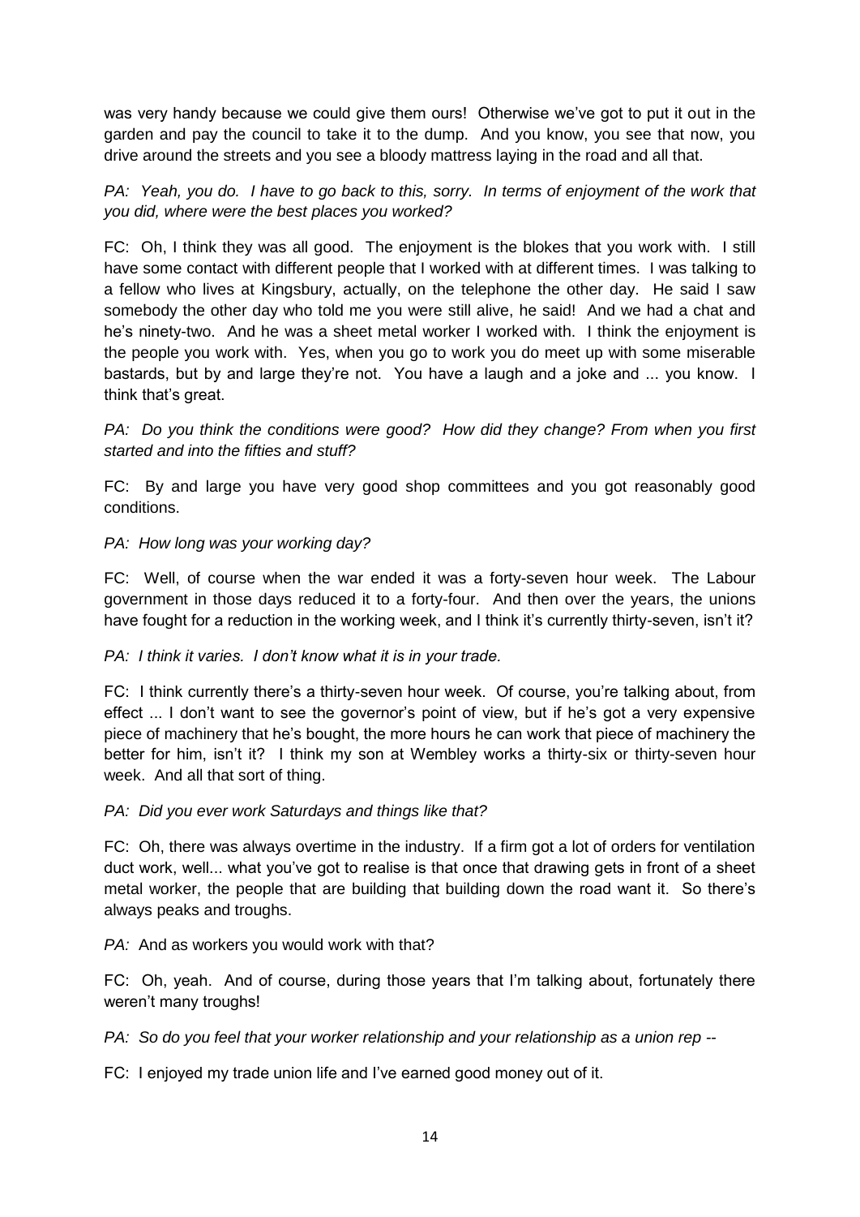was very handy because we could give them ours! Otherwise we've got to put it out in the garden and pay the council to take it to the dump. And you know, you see that now, you drive around the streets and you see a bloody mattress laying in the road and all that.

*PA: Yeah, you do. I have to go back to this, sorry. In terms of enjoyment of the work that you did, where were the best places you worked?*

FC: Oh, I think they was all good. The enjoyment is the blokes that you work with. I still have some contact with different people that I worked with at different times. I was talking to a fellow who lives at Kingsbury, actually, on the telephone the other day. He said I saw somebody the other day who told me you were still alive, he said! And we had a chat and he's ninety-two. And he was a sheet metal worker I worked with. I think the enjoyment is the people you work with. Yes, when you go to work you do meet up with some miserable bastards, but by and large they're not. You have a laugh and a joke and ... you know. I think that's great.

*PA: Do you think the conditions were good? How did they change? From when you first started and into the fifties and stuff?*

FC: By and large you have very good shop committees and you got reasonably good conditions.

*PA: How long was your working day?*

FC: Well, of course when the war ended it was a forty-seven hour week. The Labour government in those days reduced it to a forty-four. And then over the years, the unions have fought for a reduction in the working week, and I think it's currently thirty-seven, isn't it?

*PA: I think it varies. I don't know what it is in your trade.*

FC: I think currently there's a thirty-seven hour week. Of course, you're talking about, from effect ... I don't want to see the governor's point of view, but if he's got a very expensive piece of machinery that he's bought, the more hours he can work that piece of machinery the better for him, isn't it? I think my son at Wembley works a thirty-six or thirty-seven hour week. And all that sort of thing.

*PA: Did you ever work Saturdays and things like that?*

FC: Oh, there was always overtime in the industry. If a firm got a lot of orders for ventilation duct work, well... what you've got to realise is that once that drawing gets in front of a sheet metal worker, the people that are building that building down the road want it. So there's always peaks and troughs.

*PA:* And as workers you would work with that?

FC: Oh, yeah. And of course, during those years that I'm talking about, fortunately there weren't many troughs!

*PA: So do you feel that your worker relationship and your relationship as a union rep --*

FC: I enjoyed my trade union life and I've earned good money out of it.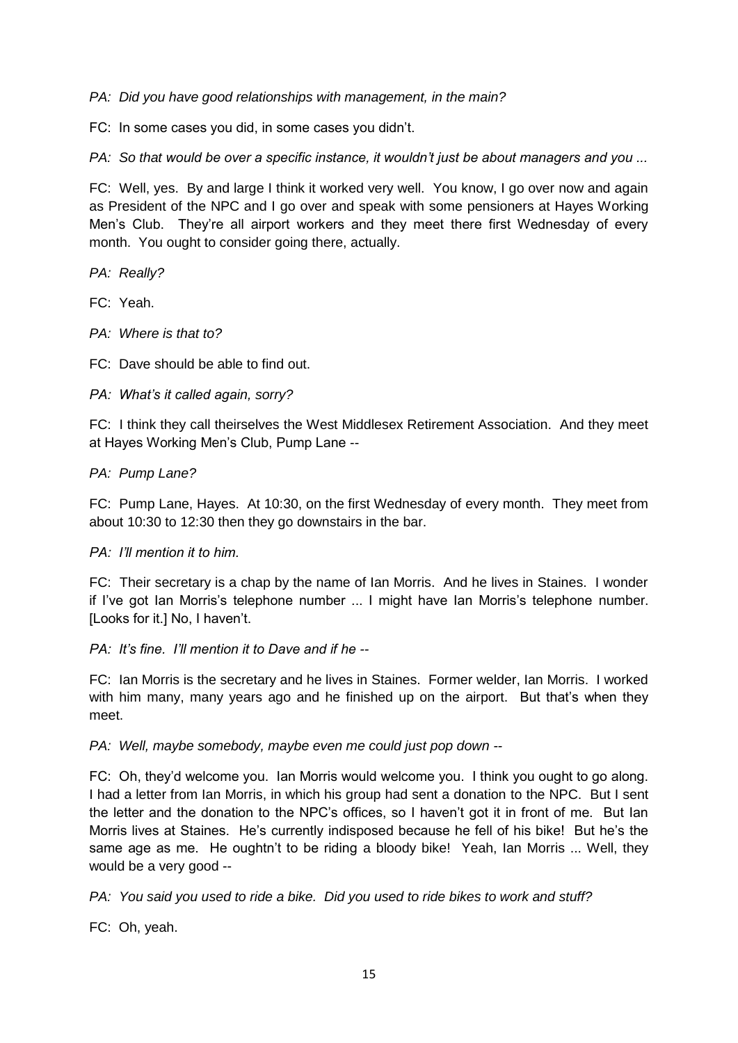*PA: Did you have good relationships with management, in the main?*

FC: In some cases you did, in some cases you didn't.

*PA: So that would be over a specific instance, it wouldn't just be about managers and you ...*

FC: Well, yes. By and large I think it worked very well. You know, I go over now and again as President of the NPC and I go over and speak with some pensioners at Hayes Working Men's Club. They're all airport workers and they meet there first Wednesday of every month. You ought to consider going there, actually.

*PA: Really?*

FC: Yeah.

*PA: Where is that to?*

FC: Dave should be able to find out.

*PA: What's it called again, sorry?*

FC: I think they call theirselves the West Middlesex Retirement Association. And they meet at Hayes Working Men's Club, Pump Lane --

*PA: Pump Lane?*

FC: Pump Lane, Hayes. At 10:30, on the first Wednesday of every month. They meet from about 10:30 to 12:30 then they go downstairs in the bar.

*PA: I'll mention it to him.*

FC: Their secretary is a chap by the name of Ian Morris. And he lives in Staines. I wonder if I've got Ian Morris's telephone number ... I might have Ian Morris's telephone number. [Looks for it.] No, I haven't.

*PA: It's fine. I'll mention it to Dave and if he --*

FC: Ian Morris is the secretary and he lives in Staines. Former welder, Ian Morris. I worked with him many, many years ago and he finished up on the airport. But that's when they meet.

*PA: Well, maybe somebody, maybe even me could just pop down --*

FC: Oh, they'd welcome you. Ian Morris would welcome you. I think you ought to go along. I had a letter from Ian Morris, in which his group had sent a donation to the NPC. But I sent the letter and the donation to the NPC's offices, so I haven't got it in front of me. But Ian Morris lives at Staines. He's currently indisposed because he fell of his bike! But he's the same age as me. He oughtn't to be riding a bloody bike! Yeah, Ian Morris ... Well, they would be a very good --

*PA: You said you used to ride a bike. Did you used to ride bikes to work and stuff?*

FC: Oh, yeah.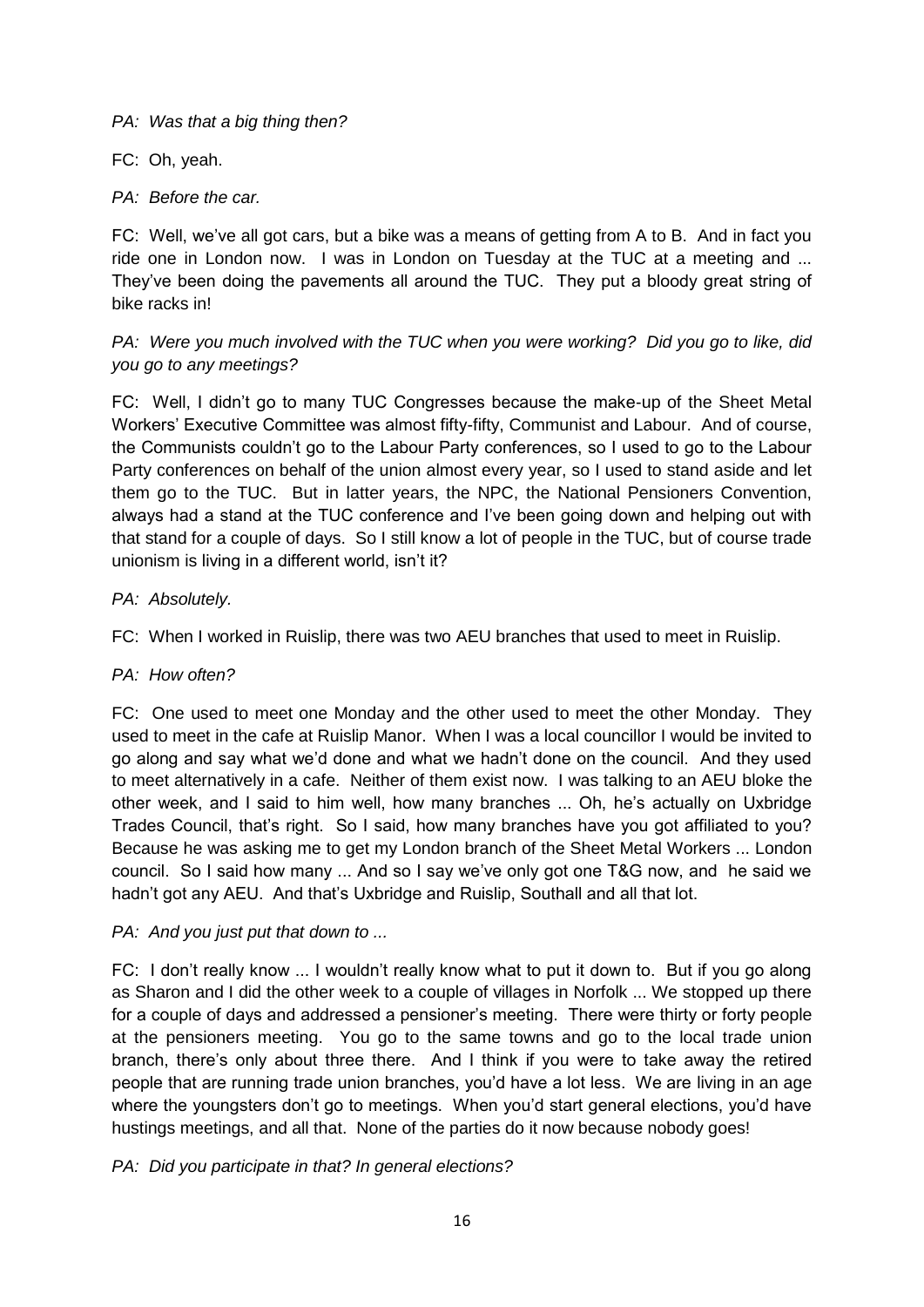*PA: Was that a big thing then?*

FC: Oh, yeah.

*PA: Before the car.*

FC: Well, we've all got cars, but a bike was a means of getting from A to B. And in fact you ride one in London now. I was in London on Tuesday at the TUC at a meeting and ... They've been doing the pavements all around the TUC. They put a bloody great string of bike racks in!

*PA: Were you much involved with the TUC when you were working? Did you go to like, did you go to any meetings?*

FC: Well, I didn't go to many TUC Congresses because the make-up of the Sheet Metal Workers' Executive Committee was almost fifty-fifty, Communist and Labour. And of course, the Communists couldn't go to the Labour Party conferences, so I used to go to the Labour Party conferences on behalf of the union almost every year, so I used to stand aside and let them go to the TUC. But in latter years, the NPC, the National Pensioners Convention, always had a stand at the TUC conference and I've been going down and helping out with that stand for a couple of days. So I still know a lot of people in the TUC, but of course trade unionism is living in a different world, isn't it?

*PA: Absolutely.*

FC: When I worked in Ruislip, there was two AEU branches that used to meet in Ruislip.

*PA: How often?*

FC: One used to meet one Monday and the other used to meet the other Monday. They used to meet in the cafe at Ruislip Manor. When I was a local councillor I would be invited to go along and say what we'd done and what we hadn't done on the council. And they used to meet alternatively in a cafe. Neither of them exist now. I was talking to an AEU bloke the other week, and I said to him well, how many branches ... Oh, he's actually on Uxbridge Trades Council, that's right. So I said, how many branches have you got affiliated to you? Because he was asking me to get my London branch of the Sheet Metal Workers ... London council. So I said how many ... And so I say we've only got one T&G now, and he said we hadn't got any AEU. And that's Uxbridge and Ruislip, Southall and all that lot.

*PA: And you just put that down to ...*

FC: I don't really know ... I wouldn't really know what to put it down to. But if you go along as Sharon and I did the other week to a couple of villages in Norfolk ... We stopped up there for a couple of days and addressed a pensioner's meeting. There were thirty or forty people at the pensioners meeting. You go to the same towns and go to the local trade union branch, there's only about three there. And I think if you were to take away the retired people that are running trade union branches, you'd have a lot less. We are living in an age where the youngsters don't go to meetings. When you'd start general elections, you'd have hustings meetings, and all that. None of the parties do it now because nobody goes!

*PA: Did you participate in that? In general elections?*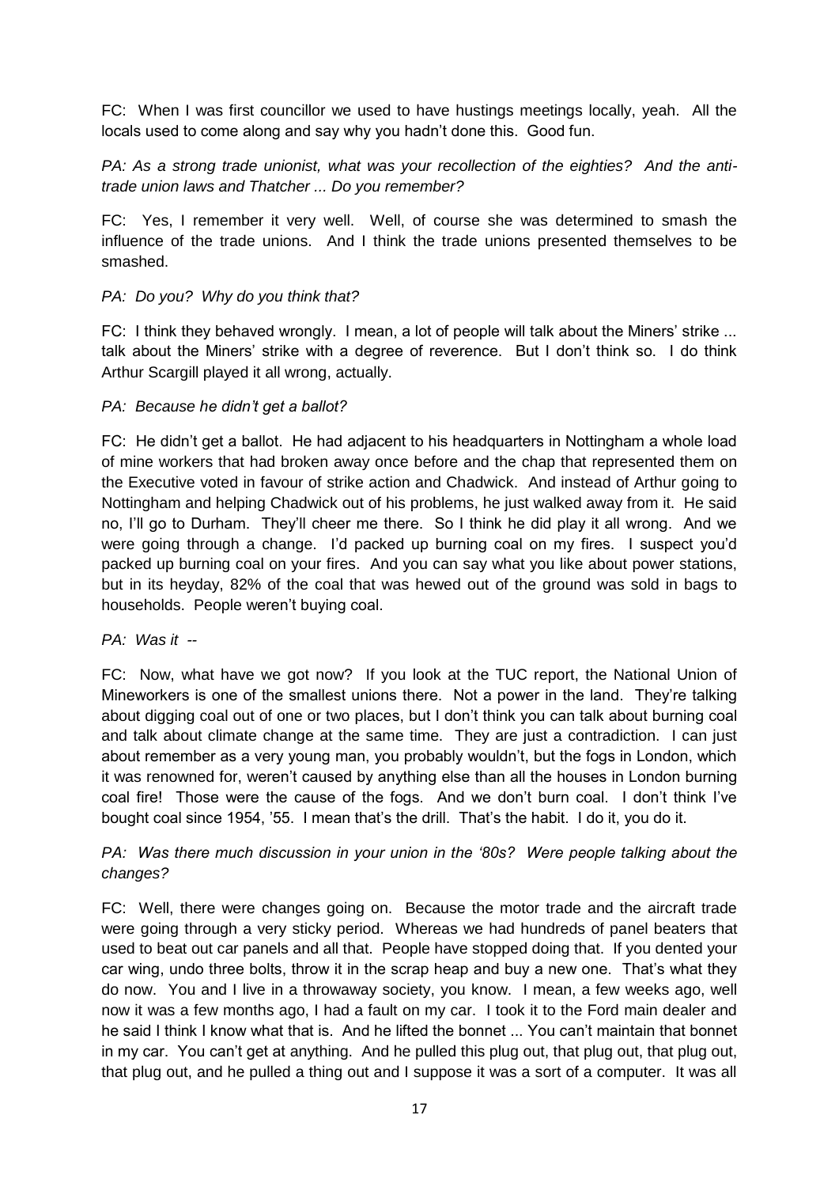FC: When I was first councillor we used to have hustings meetings locally, yeah. All the locals used to come along and say why you hadn't done this. Good fun.

*PA: As a strong trade unionist, what was your recollection of the eighties? And the anti-trade union laws and Thatcher ... Do you remember?*

FC: Yes, I remember it very well. Well, of course she was determined to smash the influence of the trade unions. And I think the trade unions presented themselves to be smashed.

*PA: Do you? Why do you think that?*

FC: I think they behaved wrongly. I mean, a lot of people will talk about the Miners' strike ... talk about the Miners' strike with a degree of reverence. But I don't think so. I do think Arthur Scargill played it all wrong, actually.

*PA: Because he didn't get a ballot?*

FC: He didn't get a ballot. He had adjacent to his headquarters in Nottingham a whole load of mine workers that had broken away once before and the chap that represented them on the Executive voted in favour of strike action and Chadwick. And instead of Arthur going to Nottingham and helping Chadwick out of his problems, he just walked away from it. He said no, I'll go to Durham. They'll cheer me there. So I think he did play it all wrong. And we were going through a change. I'd packed up burning coal on my fires. I suspect you'd packed up burning coal on your fires. And you can say what you like about power stations, but in its heyday, 82% of the coal that was hewed out of the ground was sold in bags to households. People weren't buying coal.

*PA: Was it --*

FC: Now, what have we got now? If you look at the TUC report, the National Union of Mineworkers is one of the smallest unions there. Not a power in the land. They're talking about digging coal out of one or two places, but I don't think you can talk about burning coal and talk about climate change at the same time. They are just a contradiction. I can just about remember as a very young man, you probably wouldn't, but the fogs in London, which it was renowned for, weren't caused by anything else than all the houses in London burning coal fire! Those were the cause of the fogs. And we don't burn coal. I don't think I've bought coal since 1954, '55. I mean that's the drill. That's the habit. I do it, you do it.

*PA: Was there much discussion in your union in the '80s? Were people talking about the changes?*

FC: Well, there were changes going on. Because the motor trade and the aircraft trade were going through a very sticky period. Whereas we had hundreds of panel beaters that used to beat out car panels and all that. People have stopped doing that. If you dented your car wing, undo three bolts, throw it in the scrap heap and buy a new one. That's what they do now. You and I live in a throwaway society, you know. I mean, a few weeks ago, well now it was a few months ago, I had a fault on my car. I took it to the Ford main dealer and he said I think I know what that is. And he lifted the bonnet ... You can't maintain that bonnet in my car. You can't get at anything. And he pulled this plug out, that plug out, that plug out, that plug out, and he pulled a thing out and I suppose it was a sort of a computer. It was all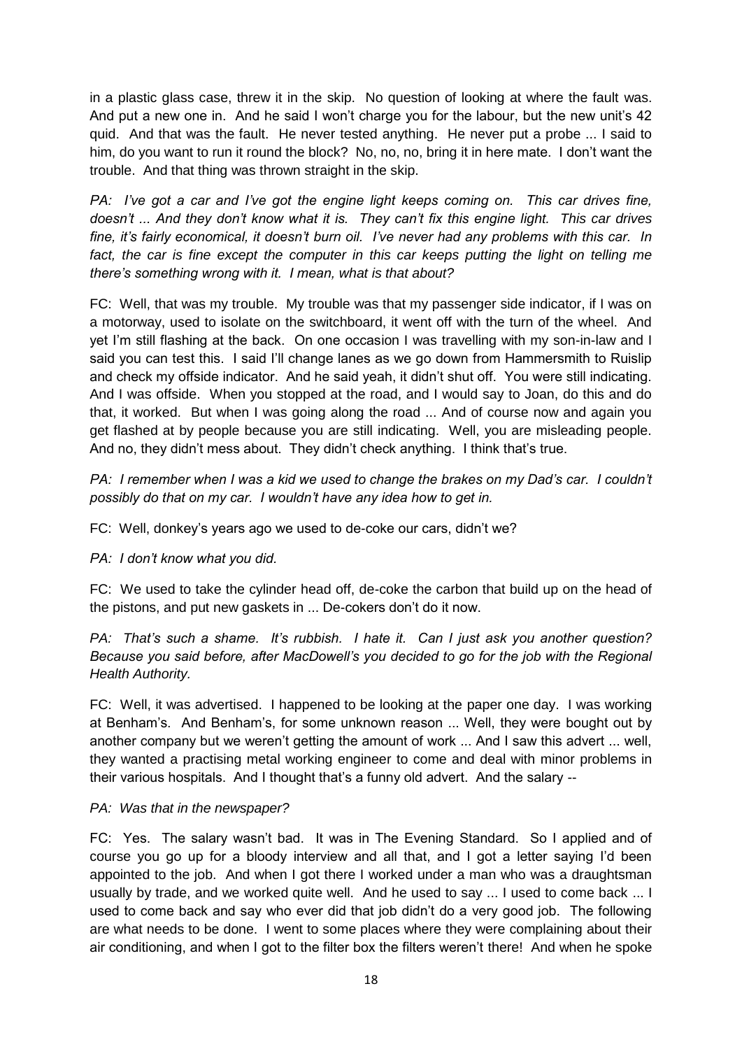in a plastic glass case, threw it in the skip. No question of looking at where the fault was. And put a new one in. And he said I won't charge you for the labour, but the new unit's 42 quid. And that was the fault. He never tested anything. He never put a probe ... I said to him, do you want to run it round the block? No, no, no, bring it in here mate. I don't want the trouble. And that thing was thrown straight in the skip.

*PA: I've got a car and I've got the engine light keeps coming on. This car drives fine, doesn't ... And they don't know what it is. They can't fix this engine light. This car drives fine, it's fairly economical, it doesn't burn oil. I've never had any problems with this car. In fact, the car is fine except the computer in this car keeps putting the light on telling me there's something wrong with it. I mean, what is that about?*

FC: Well, that was my trouble. My trouble was that my passenger side indicator, if I was on a motorway, used to isolate on the switchboard, it went off with the turn of the wheel. And yet I'm still flashing at the back. On one occasion I was travelling with my son-in-law and I said you can test this. I said I'll change lanes as we go down from Hammersmith to Ruislip and check my offside indicator. And he said yeah, it didn't shut off. You were still indicating. And I was offside. When you stopped at the road, and I would say to Joan, do this and do that, it worked. But when I was going along the road ... And of course now and again you get flashed at by people because you are still indicating. Well, you are misleading people. And no, they didn't mess about. They didn't check anything. I think that's true.

*PA: I remember when I was a kid we used to change the brakes on my Dad's car. I couldn't possibly do that on my car. I wouldn't have any idea how to get in.*

FC: Well, donkey's years ago we used to de-coke our cars, didn't we?

*PA: I don't know what you did.*

FC: We used to take the cylinder head off, de-coke the carbon that build up on the head of the pistons, and put new gaskets in ... De-cokers don't do it now.

*PA: That's such a shame. It's rubbish. I hate it. Can I just ask you another question? Because you said before, after MacDowell's you decided to go for the job with the Regional Health Authority.*

FC: Well, it was advertised. I happened to be looking at the paper one day. I was working at Benham's. And Benham's, for some unknown reason ... Well, they were bought out by another company but we weren't getting the amount of work ... And I saw this advert ... well, they wanted a practising metal working engineer to come and deal with minor problems in their various hospitals. And I thought that's a funny old advert. And the salary --

*PA: Was that in the newspaper?*

FC: Yes. The salary wasn't bad. It was in The Evening Standard. So I applied and of course you go up for a bloody interview and all that, and I got a letter saying I'd been appointed to the job. And when I got there I worked under a man who was a draughtsman usually by trade, and we worked quite well. And he used to say ... I used to come back ... I used to come back and say who ever did that job didn't do a very good job. The following are what needs to be done. I went to some places where they were complaining about their air conditioning, and when I got to the filter box the filters weren't there! And when he spoke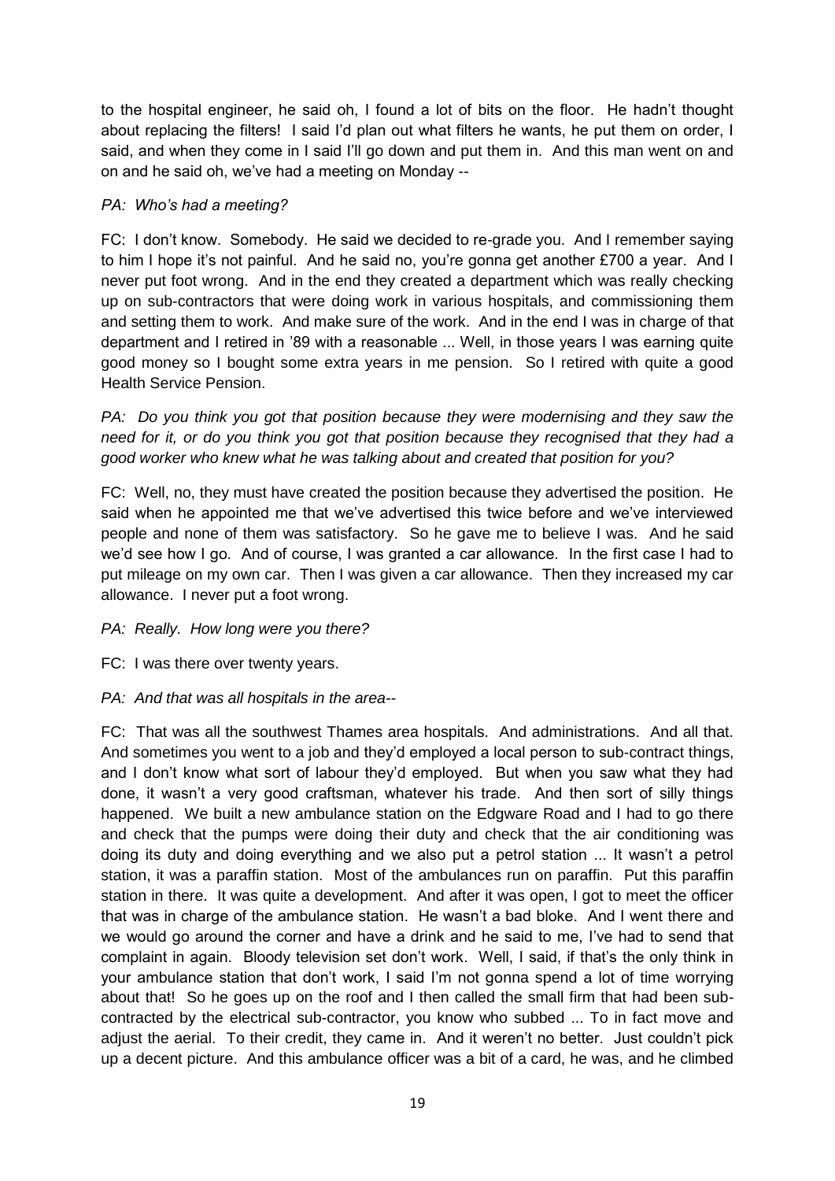to the hospital engineer, he said oh, I found a lot of bits on the floor. He hadn't thought about replacing the filters! I said I'd plan out what filters he wants, he put them on order, I said, and when they come in I said I'll go down and put them in. And this man went on and on and he said oh, we've had a meeting on Monday --

*PA: Who's had a meeting?*

FC: I don't know. Somebody. He said we decided to re-grade you. And I remember saying to him I hope it's not painful. And he said no, you're gonna get another £700 a year. And I never put foot wrong. And in the end they created a department which was really checking up on sub-contractors that were doing work in various hospitals, and commissioning them and setting them to work. And make sure of the work. And in the end I was in charge of that department and I retired in '89 with a reasonable ... Well, in those years I was earning quite good money so I bought some extra years in me pension. So I retired with quite a good Health Service Pension.

*PA: Do you think you got that position because they were modernising and they saw the need for it, or do you think you got that position because they recognised that they had a good worker who knew what he was talking about and created that position for you?*

FC: Well, no, they must have created the position because they advertised the position. He said when he appointed me that we've advertised this twice before and we've interviewed people and none of them was satisfactory. So he gave me to believe I was. And he said we'd see how I go. And of course, I was granted a car allowance. In the first case I had to put mileage on my own car. Then I was given a car allowance. Then they increased my car allowance. I never put a foot wrong.

*PA: Really. How long were you there?*

FC: I was there over twenty years.

*PA: And that was all hospitals in the area--*

FC: That was all the southwest Thames area hospitals. And administrations. And all that. And sometimes you went to a job and they'd employed a local person to sub-contract things, and I don't know what sort of labour they'd employed. But when you saw what they had done, it wasn't a very good craftsman, whatever his trade. And then sort of silly things happened. We built a new ambulance station on the Edgware Road and I had to go there and check that the pumps were doing their duty and check that the air conditioning was doing its duty and doing everything and we also put a petrol station ... It wasn't a petrol station, it was a paraffin station. Most of the ambulances run on paraffin. Put this paraffin station in there. It was quite a development. And after it was open, I got to meet the officer that was in charge of the ambulance station. He wasn't a bad bloke. And I went there and we would go around the corner and have a drink and he said to me, I've had to send that complaint in again. Bloody television set don't work. Well, I said, if that's the only think in your ambulance station that don't work, I said I'm not gonna spend a lot of time worrying about that! So he goes up on the roof and I then called the small firm that had been sub-contracted by the electrical sub-contractor, you know who subbed ... To in fact move and adjust the aerial. To their credit, they came in. And it weren't no better. Just couldn't pick up a decent picture. And this ambulance officer was a bit of a card, he was, and he climbed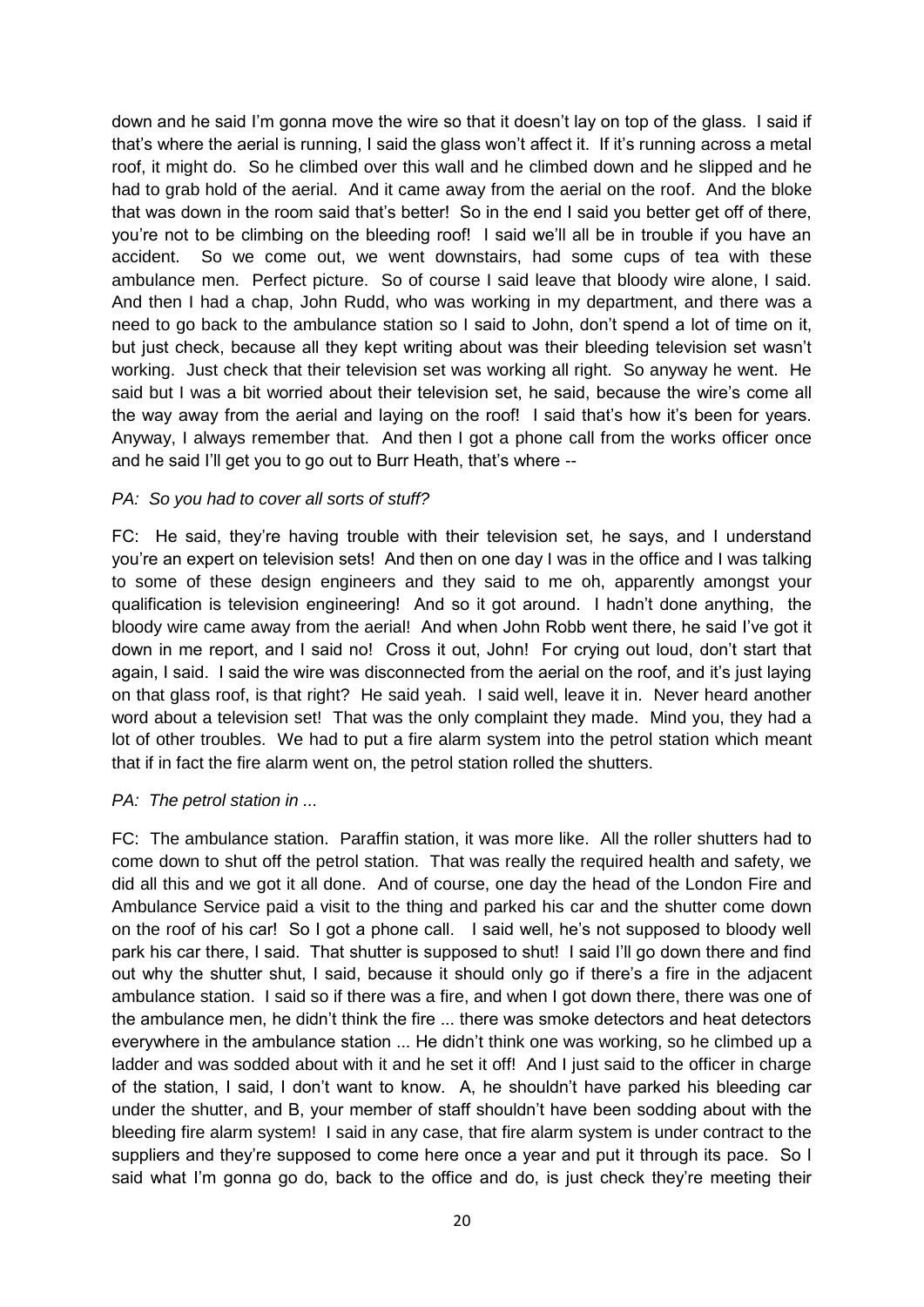down and he said I'm gonna move the wire so that it doesn't lay on top of the glass. I said if that's where the aerial is running, I said the glass won't affect it. If it's running across a metal roof, it might do. So he climbed over this wall and he climbed down and he slipped and he had to grab hold of the aerial. And it came away from the aerial on the roof. And the bloke that was down in the room said that's better! So in the end I said you better get off of there, you're not to be climbing on the bleeding roof! I said we'll all be in trouble if you have an accident. So we come out, we went downstairs, had some cups of tea with these ambulance men. Perfect picture. So of course I said leave that bloody wire alone, I said. And then I had a chap, John Rudd, who was working in my department, and there was a need to go back to the ambulance station so I said to John, don't spend a lot of time on it, but just check, because all they kept writing about was their bleeding television set wasn't working. Just check that their television set was working all right. So anyway he went. He said but I was a bit worried about their television set, he said, because the wire's come all the way away from the aerial and laying on the roof! I said that's how it's been for years. Anyway, I always remember that. And then I got a phone call from the works officer once and he said I'll get you to go out to Burr Heath, that's where --

*PA: So you had to cover all sorts of stuff?*

FC: He said, they're having trouble with their television set, he says, and I understand you're an expert on television sets! And then on one day I was in the office and I was talking to some of these design engineers and they said to me oh, apparently amongst your qualification is television engineering! And so it got around. I hadn't done anything, the bloody wire came away from the aerial! And when John Robb went there, he said I've got it down in me report, and I said no! Cross it out, John! For crying out loud, don't start that again, I said. I said the wire was disconnected from the aerial on the roof, and it's just laying on that glass roof, is that right? He said yeah. I said well, leave it in. Never heard another word about a television set! That was the only complaint they made. Mind you, they had a lot of other troubles. We had to put a fire alarm system into the petrol station which meant that if in fact the fire alarm went on, the petrol station rolled the shutters.

*PA: The petrol station in ...*

FC: The ambulance station. Paraffin station, it was more like. All the roller shutters had to come down to shut off the petrol station. That was really the required health and safety, we did all this and we got it all done. And of course, one day the head of the London Fire and Ambulance Service paid a visit to the thing and parked his car and the shutter come down on the roof of his car! So I got a phone call. I said well, he's not supposed to bloody well park his car there, I said. That shutter is supposed to shut! I said I'll go down there and find out why the shutter shut, I said, because it should only go if there's a fire in the adjacent ambulance station. I said so if there was a fire, and when I got down there, there was one of the ambulance men, he didn't think the fire ... there was smoke detectors and heat detectors everywhere in the ambulance station ... He didn't think one was working, so he climbed up a ladder and was sodded about with it and he set it off! And I just said to the officer in charge of the station, I said, I don't want to know. A, he shouldn't have parked his bleeding car under the shutter, and B, your member of staff shouldn't have been sodding about with the bleeding fire alarm system! I said in any case, that fire alarm system is under contract to the suppliers and they're supposed to come here once a year and put it through its pace. So I said what I'm gonna go do, back to the office and do, is just check they're meeting their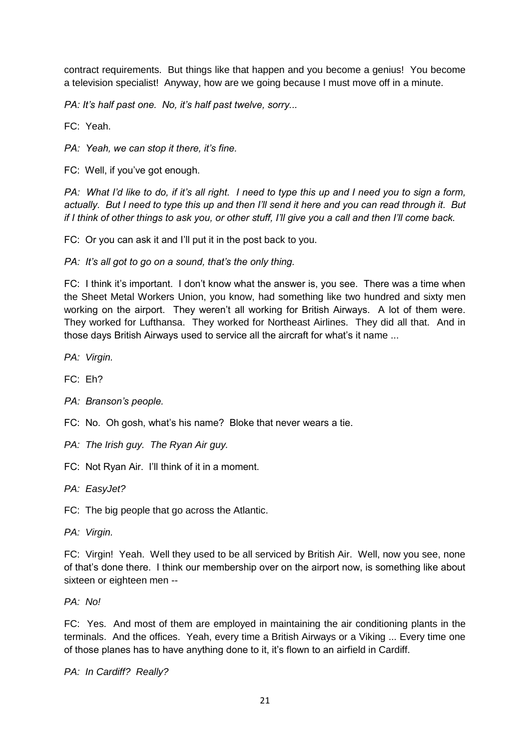contract requirements. But things like that happen and you become a genius! You become a television specialist! Anyway, how are we going because I must move off in a minute.

*PA: It's half past one. No, it's half past twelve, sorry...*

FC: Yeah.

*PA: Yeah, we can stop it there, it's fine.*

FC: Well, if you've got enough.

*PA: What I'd like to do, if it's all right. I need to type this up and I need you to sign a form, actually. But I need to type this up and then I'll send it here and you can read through it. But if I think of other things to ask you, or other stuff, I'll give you a call and then I'll come back.*

FC: Or you can ask it and I'll put it in the post back to you.

*PA: It's all got to go on a sound, that's the only thing.*

FC: I think it's important. I don't know what the answer is, you see. There was a time when the Sheet Metal Workers Union, you know, had something like two hundred and sixty men working on the airport. They weren't all working for British Airways. A lot of them were. They worked for Lufthansa. They worked for Northeast Airlines. They did all that. And in those days British Airways used to service all the aircraft for what's it name ...

*PA: Virgin.*

FC: Eh?

*PA: Branson's people.*

FC: No. Oh gosh, what's his name? Bloke that never wears a tie.

*PA: The Irish guy. The Ryan Air guy.*

FC: Not Ryan Air. I'll think of it in a moment.

*PA: EasyJet?*

FC: The big people that go across the Atlantic.

*PA: Virgin.*

FC: Virgin! Yeah. Well they used to be all serviced by British Air. Well, now you see, none of that's done there. I think our membership over on the airport now, is something like about sixteen or eighteen men --

*PA: No!*

FC: Yes. And most of them are employed in maintaining the air conditioning plants in the terminals. And the offices. Yeah, every time a British Airways or a Viking ... Every time one of those planes has to have anything done to it, it's flown to an airfield in Cardiff.

*PA: In Cardiff? Really?*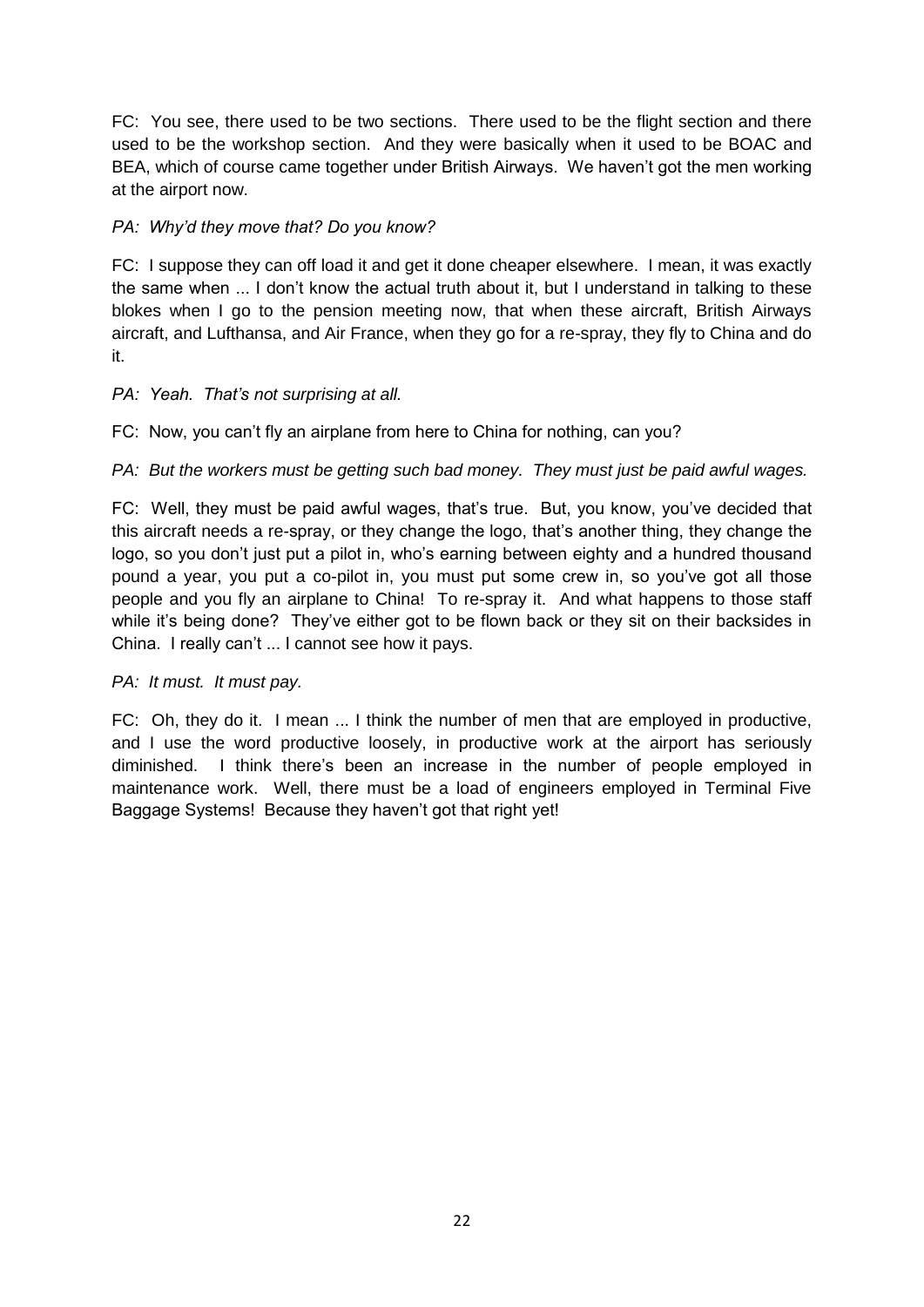FC: You see, there used to be two sections. There used to be the flight section and there used to be the workshop section. And they were basically when it used to be BOAC and BEA, which of course came together under British Airways. We haven't got the men working at the airport now.

*PA: Why'd they move that? Do you know?*

FC: I suppose they can off load it and get it done cheaper elsewhere. I mean, it was exactly the same when ... I don't know the actual truth about it, but I understand in talking to these blokes when I go to the pension meeting now, that when these aircraft, British Airways aircraft, and Lufthansa, and Air France, when they go for a re-spray, they fly to China and do it.

*PA: Yeah. That's not surprising at all.*

FC: Now, you can't fly an airplane from here to China for nothing, can you?

*PA: But the workers must be getting such bad money. They must just be paid awful wages.*

FC: Well, they must be paid awful wages, that's true. But, you know, you've decided that this aircraft needs a re-spray, or they change the logo, that's another thing, they change the logo, so you don't just put a pilot in, who's earning between eighty and a hundred thousand pound a year, you put a co-pilot in, you must put some crew in, so you've got all those people and you fly an airplane to China! To re-spray it. And what happens to those staff while it's being done? They've either got to be flown back or they sit on their backsides in China. I really can't ... I cannot see how it pays.

*PA: It must. It must pay.*

FC: Oh, they do it. I mean ... I think the number of men that are employed in productive, and I use the word productive loosely, in productive work at the airport has seriously diminished. I think there's been an increase in the number of people employed in maintenance work. Well, there must be a load of engineers employed in Terminal Five Baggage Systems! Because they haven't got that right yet!